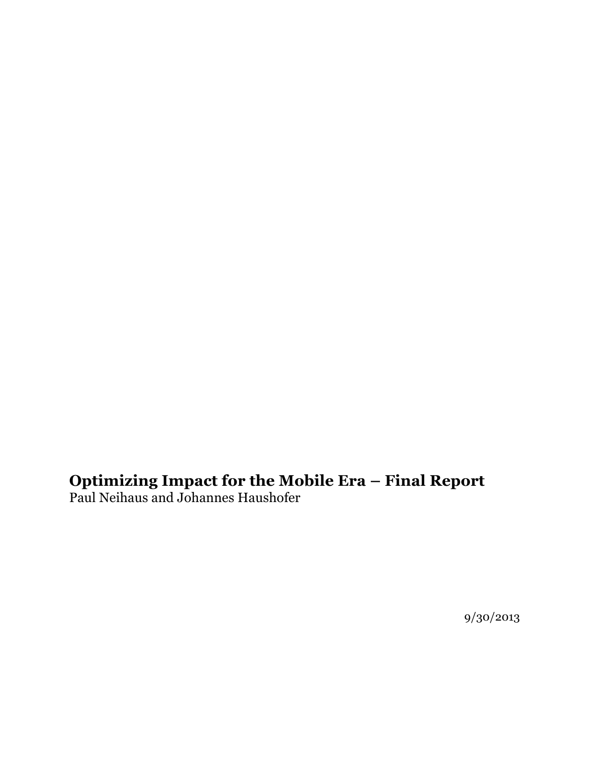# Optimizing Impact for the Mobile Era – Final Report

Paul Neihaus and Johannes Haushofer

9/30/2013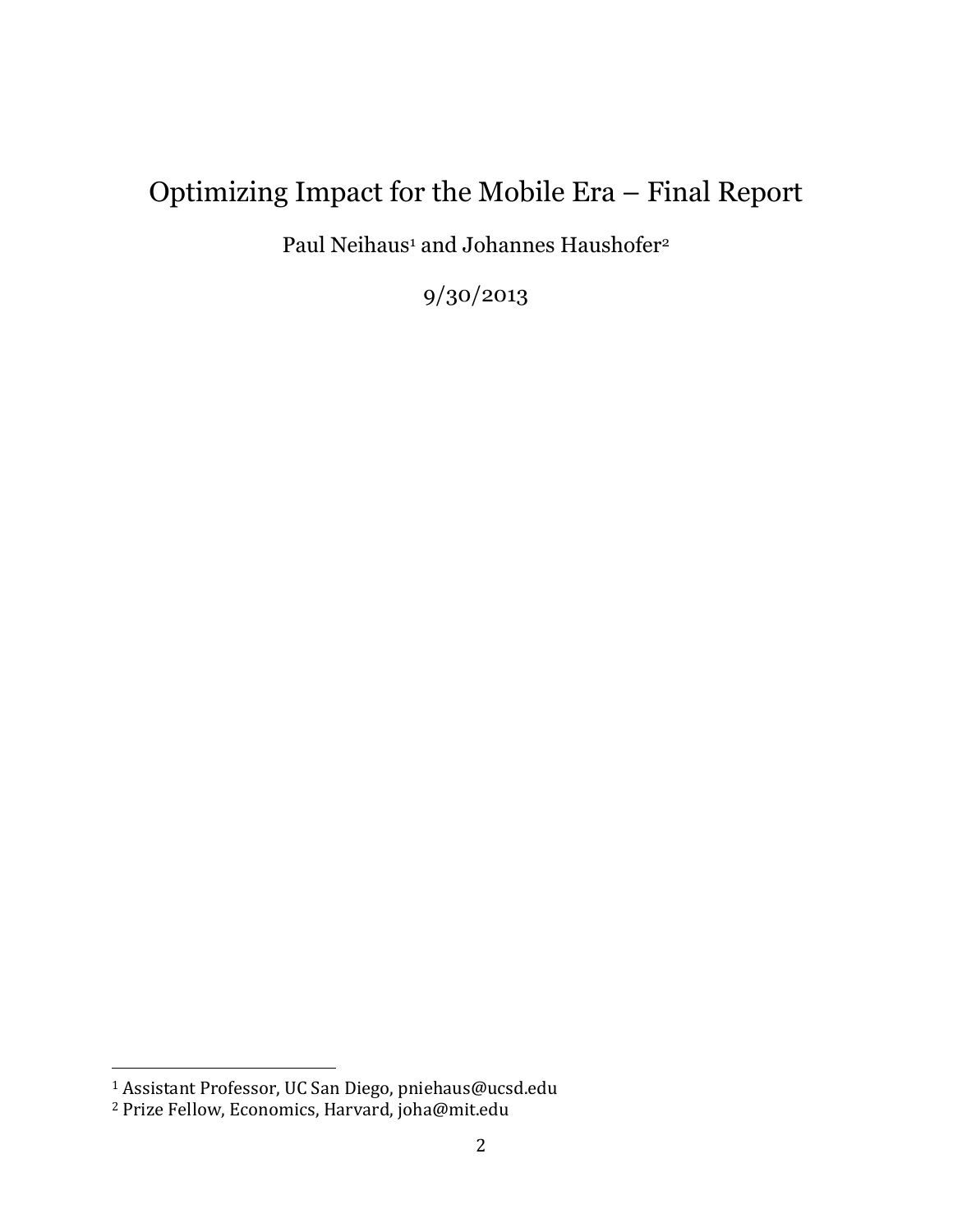# Optimizing Impact for the Mobile Era – Final Report

Paul Neihaus[1] and Johannes Haushofer[2]

9/30/2013

[1] Assistant Professor, UC San Diego, pniehaus@ucsd.edu

[2] Prize Fellow, Economics, Harvard, joha@mit.edu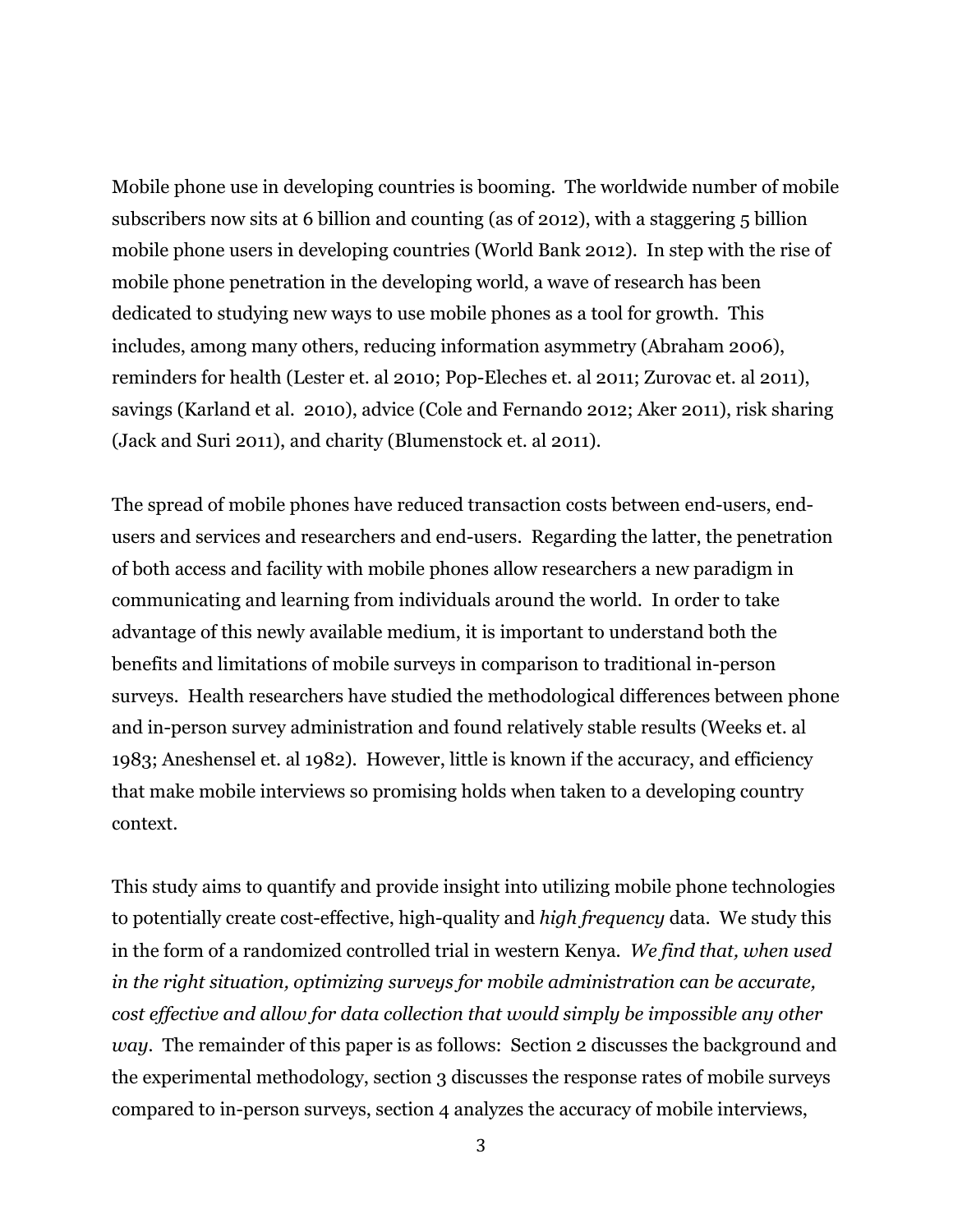Mobile phone use in developing countries is booming. The worldwide number of mobile subscribers now sits at 6 billion and counting (as of 2012), with a staggering 5 billion mobile phone users in developing countries (World Bank 2012). In step with the rise of mobile phone penetration in the developing world, a wave of research has been dedicated to studying new ways to use mobile phones as a tool for growth. This includes, among many others, reducing information asymmetry (Abraham 2006), reminders for health (Lester et. al 2010; Pop-Eleches et. al 2011; Zurovac et. al 2011), savings (Karland et al. 2010), advice (Cole and Fernando 2012; Aker 2011), risk sharing (Jack and Suri 2011), and charity (Blumenstock et. al 2011).

The spread of mobile phones have reduced transaction costs between end-users, end-users and services and researchers and end-users. Regarding the latter, the penetration of both access and facility with mobile phones allow researchers a new paradigm in communicating and learning from individuals around the world. In order to take advantage of this newly available medium, it is important to understand both the benefits and limitations of mobile surveys in comparison to traditional in-person surveys. Health researchers have studied the methodological differences between phone and in-person survey administration and found relatively stable results (Weeks et. al 1983; Aneshensel et. al 1982). However, little is known if the accuracy, and efficiency that make mobile interviews so promising holds when taken to a developing country context.

This study aims to quantify and provide insight into utilizing mobile phone technologies to potentially create cost-effective, high-quality and *high frequency* data. We study this in the form of a randomized controlled trial in western Kenya. *We find that, when used in the right situation, optimizing surveys for mobile administration can be accurate, cost effective and allow for data collection that would simply be impossible any other way*. The remainder of this paper is as follows: Section 2 discusses the background and the experimental methodology, section 3 discusses the response rates of mobile surveys compared to in-person surveys, section 4 analyzes the accuracy of mobile interviews,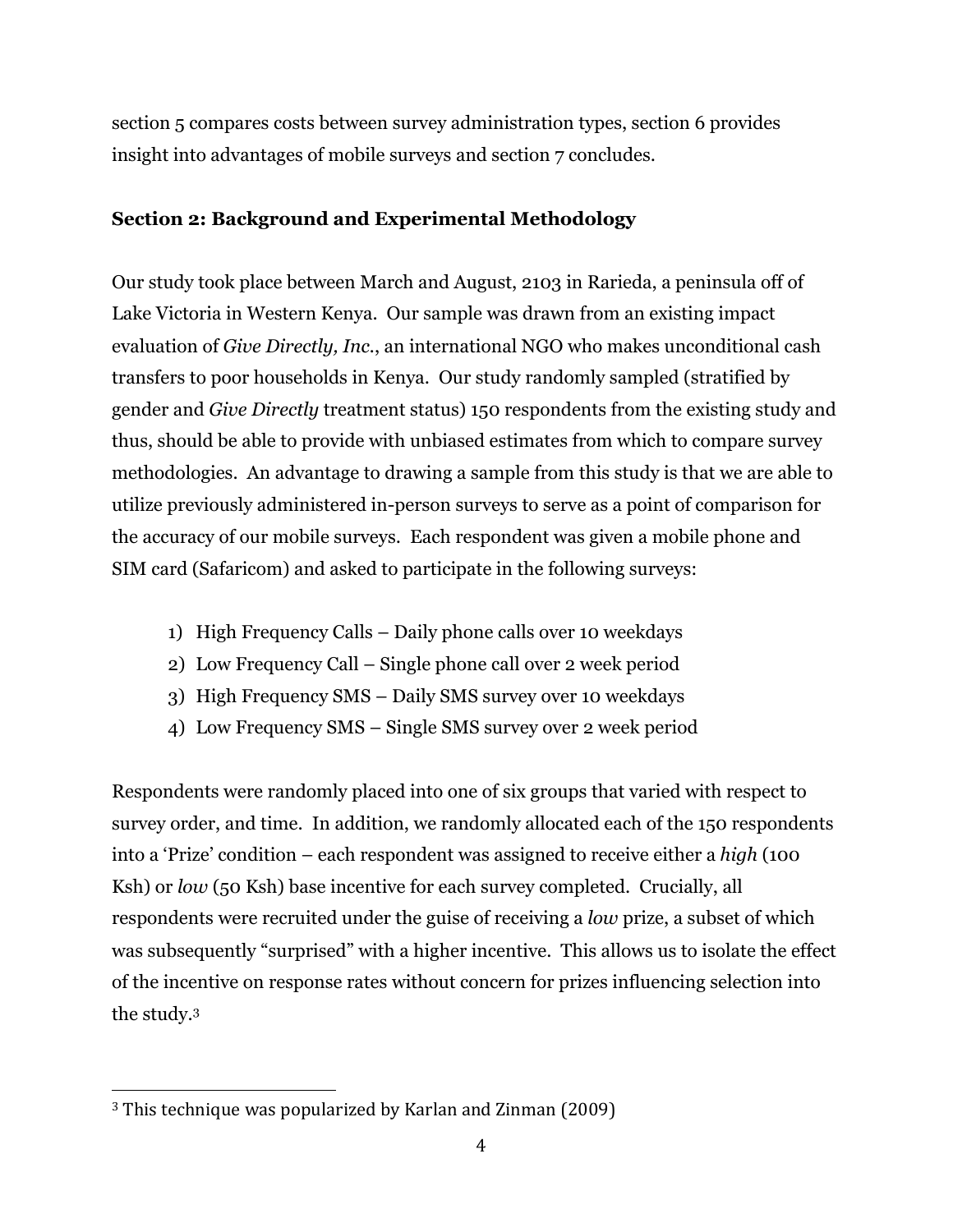section 5 compares costs between survey administration types, section 6 provides insight into advantages of mobile surveys and section 7 concludes.

## Section 2: Background and Experimental Methodology

Our study took place between March and August, 2103 in Rarieda, a peninsula off of Lake Victoria in Western Kenya. Our sample was drawn from an existing impact evaluation of *Give Directly, Inc.*, an international NGO who makes unconditional cash transfers to poor households in Kenya. Our study randomly sampled (stratified by gender and *Give Directly* treatment status) 150 respondents from the existing study and thus, should be able to provide with unbiased estimates from which to compare survey methodologies. An advantage to drawing a sample from this study is that we are able to utilize previously administered in-person surveys to serve as a point of comparison for the accuracy of our mobile surveys. Each respondent was given a mobile phone and SIM card (Safaricom) and asked to participate in the following surveys:

1) High Frequency Calls – Daily phone calls over 10 weekdays
2) Low Frequency Call – Single phone call over 2 week period
3) High Frequency SMS – Daily SMS survey over 10 weekdays
4) Low Frequency SMS – Single SMS survey over 2 week period

Respondents were randomly placed into one of six groups that varied with respect to survey order, and time. In addition, we randomly allocated each of the 150 respondents into a 'Prize' condition – each respondent was assigned to receive either a *high* (100 Ksh) or *low* (50 Ksh) base incentive for each survey completed. Crucially, all respondents were recruited under the guise of receiving a *low* prize, a subset of which was subsequently "surprised" with a higher incentive. This allows us to isolate the effect of the incentive on response rates without concern for prizes influencing selection into the study.[3]

[3] This technique was popularized by Karlan and Zinman (2009)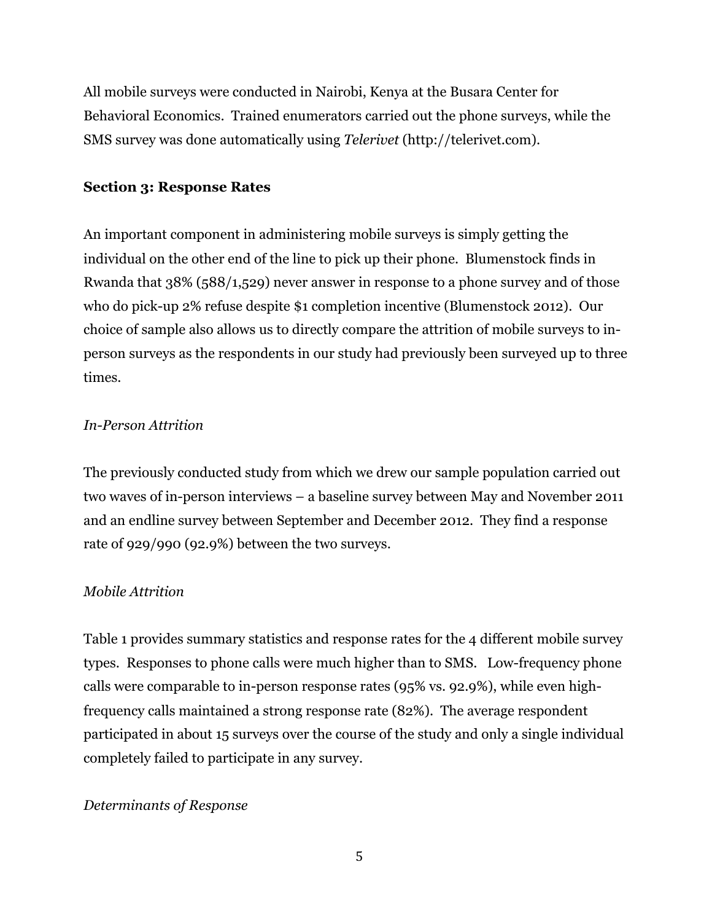All mobile surveys were conducted in Nairobi, Kenya at the Busara Center for Behavioral Economics. Trained enumerators carried out the phone surveys, while the SMS survey was done automatically using *Telerivet* (http://telerivet.com).

## Section 3: Response Rates

An important component in administering mobile surveys is simply getting the individual on the other end of the line to pick up their phone. Blumenstock finds in Rwanda that 38% (588/1,529) never answer in response to a phone survey and of those who do pick-up 2% refuse despite $1 completion incentive (Blumenstock 2012). Our choice of sample also allows us to directly compare the attrition of mobile surveys to in-person surveys as the respondents in our study had previously been surveyed up to three times.

### *In-Person Attrition*

The previously conducted study from which we drew our sample population carried out two waves of in-person interviews – a baseline survey between May and November 2011 and an endline survey between September and December 2012. They find a response rate of 929/990 (92.9%) between the two surveys.

### *Mobile Attrition*

Table 1 provides summary statistics and response rates for the 4 different mobile survey types. Responses to phone calls were much higher than to SMS. Low-frequency phone calls were comparable to in-person response rates (95% vs. 92.9%), while even high-frequency calls maintained a strong response rate (82%). The average respondent participated in about 15 surveys over the course of the study and only a single individual completely failed to participate in any survey.

### *Determinants of Response*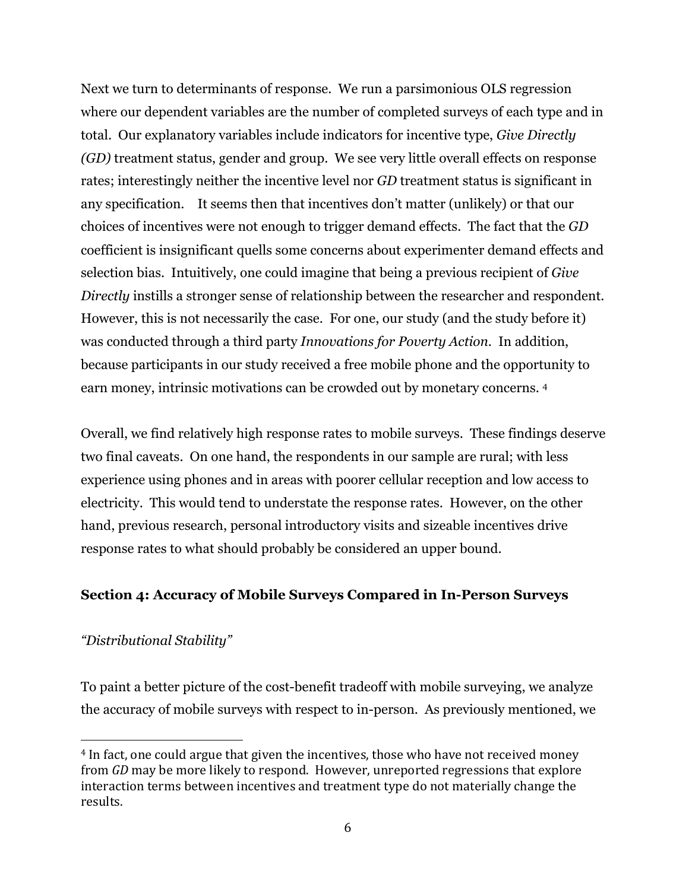Next we turn to determinants of response. We run a parsimonious OLS regression where our dependent variables are the number of completed surveys of each type and in total. Our explanatory variables include indicators for incentive type, *Give Directly (GD)* treatment status, gender and group. We see very little overall effects on response rates; interestingly neither the incentive level nor *GD* treatment status is significant in any specification. It seems then that incentives don't matter (unlikely) or that our choices of incentives were not enough to trigger demand effects. The fact that the *GD* coefficient is insignificant quells some concerns about experimenter demand effects and selection bias. Intuitively, one could imagine that being a previous recipient of *Give Directly* instills a stronger sense of relationship between the researcher and respondent. However, this is not necessarily the case. For one, our study (and the study before it) was conducted through a third party *Innovations for Poverty Action*. In addition, because participants in our study received a free mobile phone and the opportunity to earn money, intrinsic motivations can be crowded out by monetary concerns. [4]

Overall, we find relatively high response rates to mobile surveys. These findings deserve two final caveats. On one hand, the respondents in our sample are rural; with less experience using phones and in areas with poorer cellular reception and low access to electricity. This would tend to understate the response rates. However, on the other hand, previous research, personal introductory visits and sizeable incentives drive response rates to what should probably be considered an upper bound.

## Section 4: Accuracy of Mobile Surveys Compared in In-Person Surveys

*"Distributional Stability"*

To paint a better picture of the cost-benefit tradeoff with mobile surveying, we analyze the accuracy of mobile surveys with respect to in-person. As previously mentioned, we

---

[4] In fact, one could argue that given the incentives, those who have not received money from *GD* may be more likely to respond. However, unreported regressions that explore interaction terms between incentives and treatment type do not materially change the results.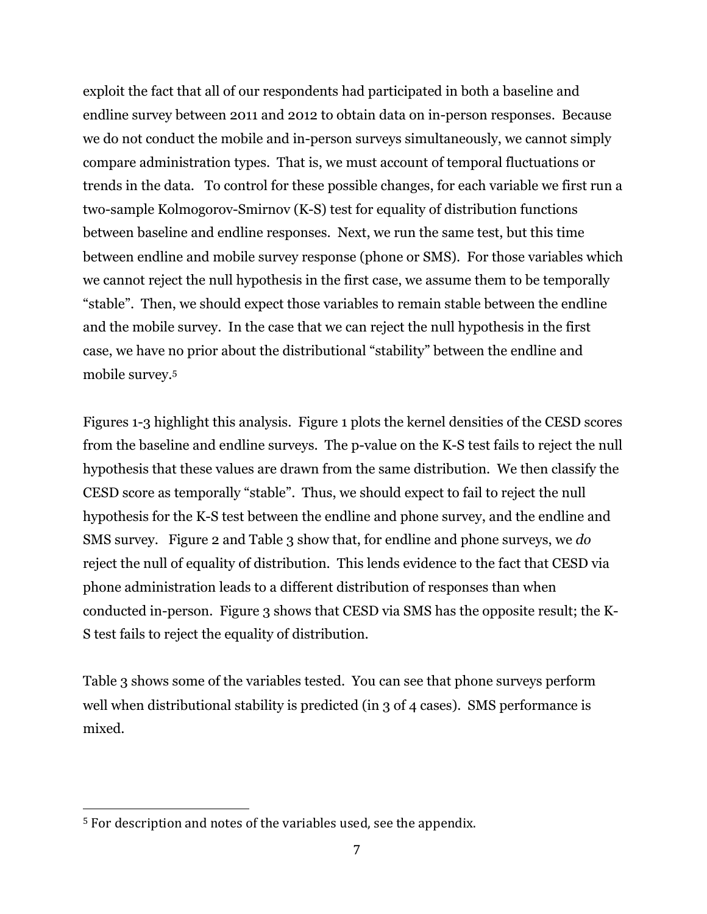exploit the fact that all of our respondents had participated in both a baseline and endline survey between 2011 and 2012 to obtain data on in-person responses. Because we do not conduct the mobile and in-person surveys simultaneously, we cannot simply compare administration types. That is, we must account of temporal fluctuations or trends in the data. To control for these possible changes, for each variable we first run a two-sample Kolmogorov-Smirnov (K-S) test for equality of distribution functions between baseline and endline responses. Next, we run the same test, but this time between endline and mobile survey response (phone or SMS). For those variables which we cannot reject the null hypothesis in the first case, we assume them to be temporally "stable". Then, we should expect those variables to remain stable between the endline and the mobile survey. In the case that we can reject the null hypothesis in the first case, we have no prior about the distributional "stability" between the endline and mobile survey.[5]

Figures 1-3 highlight this analysis. Figure 1 plots the kernel densities of the CESD scores from the baseline and endline surveys. The p-value on the K-S test fails to reject the null hypothesis that these values are drawn from the same distribution. We then classify the CESD score as temporally "stable". Thus, we should expect to fail to reject the null hypothesis for the K-S test between the endline and phone survey, and the endline and SMS survey. Figure 2 and Table 3 show that, for endline and phone surveys, we *do* reject the null of equality of distribution. This lends evidence to the fact that CESD via phone administration leads to a different distribution of responses than when conducted in-person. Figure 3 shows that CESD via SMS has the opposite result; the K-S test fails to reject the equality of distribution.

Table 3 shows some of the variables tested. You can see that phone surveys perform well when distributional stability is predicted (in 3 of 4 cases). SMS performance is mixed.

---

[5] For description and notes of the variables used, see the appendix.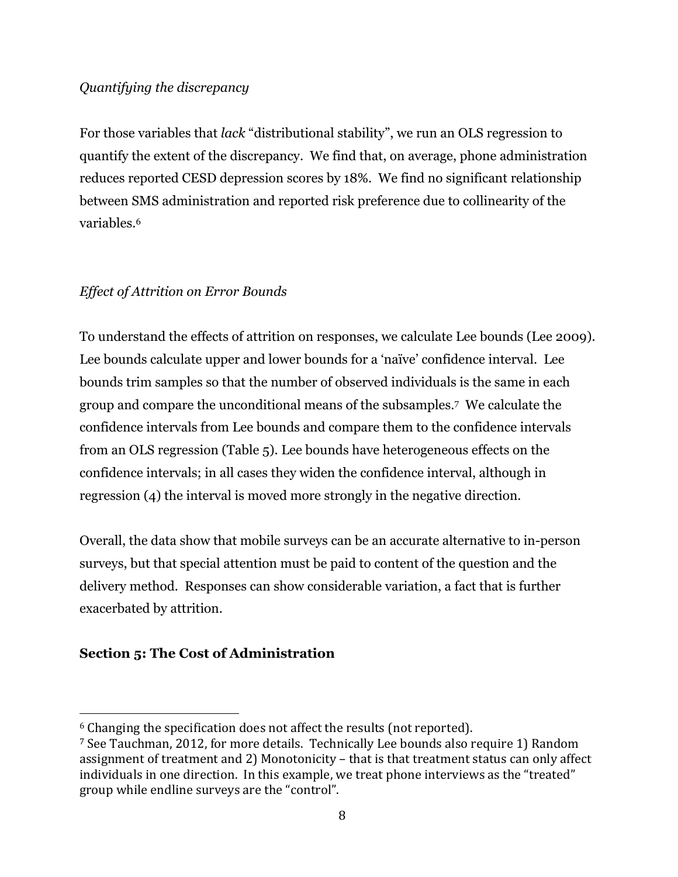*Quantifying the discrepancy*

For those variables that *lack* "distributional stability", we run an OLS regression to quantify the extent of the discrepancy. We find that, on average, phone administration reduces reported CESD depression scores by 18%. We find no significant relationship between SMS administration and reported risk preference due to collinearity of the variables.[6]

*Effect of Attrition on Error Bounds*

To understand the effects of attrition on responses, we calculate Lee bounds (Lee 2009). Lee bounds calculate upper and lower bounds for a 'naïve' confidence interval. Lee bounds trim samples so that the number of observed individuals is the same in each group and compare the unconditional means of the subsamples.[7] We calculate the confidence intervals from Lee bounds and compare them to the confidence intervals from an OLS regression (Table 5). Lee bounds have heterogeneous effects on the confidence intervals; in all cases they widen the confidence interval, although in regression (4) the interval is moved more strongly in the negative direction.

Overall, the data show that mobile surveys can be an accurate alternative to in-person surveys, but that special attention must be paid to content of the question and the delivery method. Responses can show considerable variation, a fact that is further exacerbated by attrition.

## Section 5: The Cost of Administration

---

[6] Changing the specification does not affect the results (not reported).

[7] See Tauchman, 2012, for more details. Technically Lee bounds also require 1) Random assignment of treatment and 2) Monotonicity – that is that treatment status can only affect individuals in one direction. In this example, we treat phone interviews as the "treated" group while endline surveys are the "control".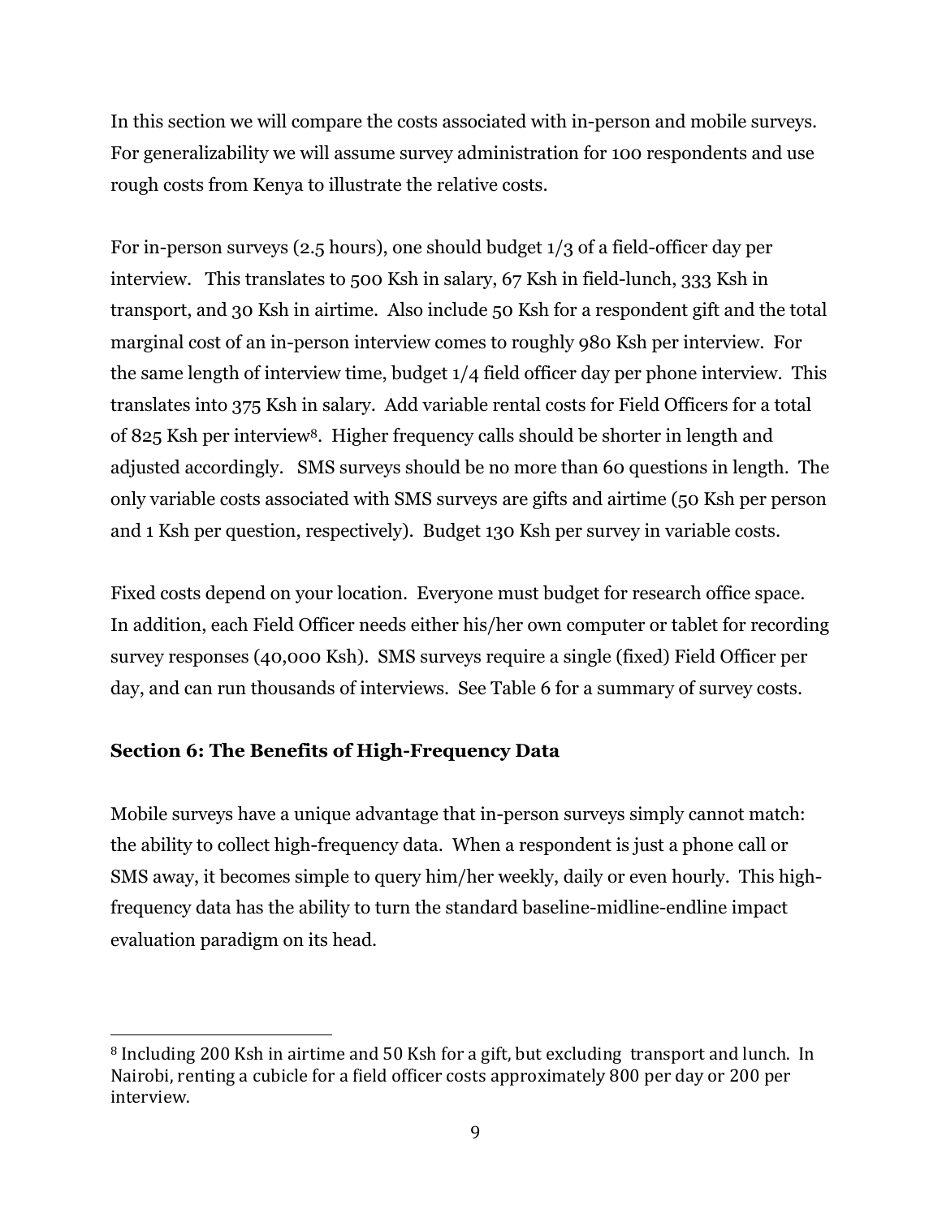In this section we will compare the costs associated with in-person and mobile surveys. For generalizability we will assume survey administration for 100 respondents and use rough costs from Kenya to illustrate the relative costs.

For in-person surveys (2.5 hours), one should budget 1/3 of a field-officer day per interview. This translates to 500 Ksh in salary, 67 Ksh in field-lunch, 333 Ksh in transport, and 30 Ksh in airtime. Also include 50 Ksh for a respondent gift and the total marginal cost of an in-person interview comes to roughly 980 Ksh per interview. For the same length of interview time, budget 1/4 field officer day per phone interview. This translates into 375 Ksh in salary. Add variable rental costs for Field Officers for a total of 825 Ksh per interview[8]. Higher frequency calls should be shorter in length and adjusted accordingly. SMS surveys should be no more than 60 questions in length. The only variable costs associated with SMS surveys are gifts and airtime (50 Ksh per person and 1 Ksh per question, respectively). Budget 130 Ksh per survey in variable costs.

Fixed costs depend on your location. Everyone must budget for research office space. In addition, each Field Officer needs either his/her own computer or tablet for recording survey responses (40,000 Ksh). SMS surveys require a single (fixed) Field Officer per day, and can run thousands of interviews. See Table 6 for a summary of survey costs.

## Section 6: The Benefits of High-Frequency Data

Mobile surveys have a unique advantage that in-person surveys simply cannot match: the ability to collect high-frequency data. When a respondent is just a phone call or SMS away, it becomes simple to query him/her weekly, daily or even hourly. This high-frequency data has the ability to turn the standard baseline-midline-endline impact evaluation paradigm on its head.

---

[8] Including 200 Ksh in airtime and 50 Ksh for a gift, but excluding transport and lunch. In Nairobi, renting a cubicle for a field officer costs approximately 800 per day or 200 per interview.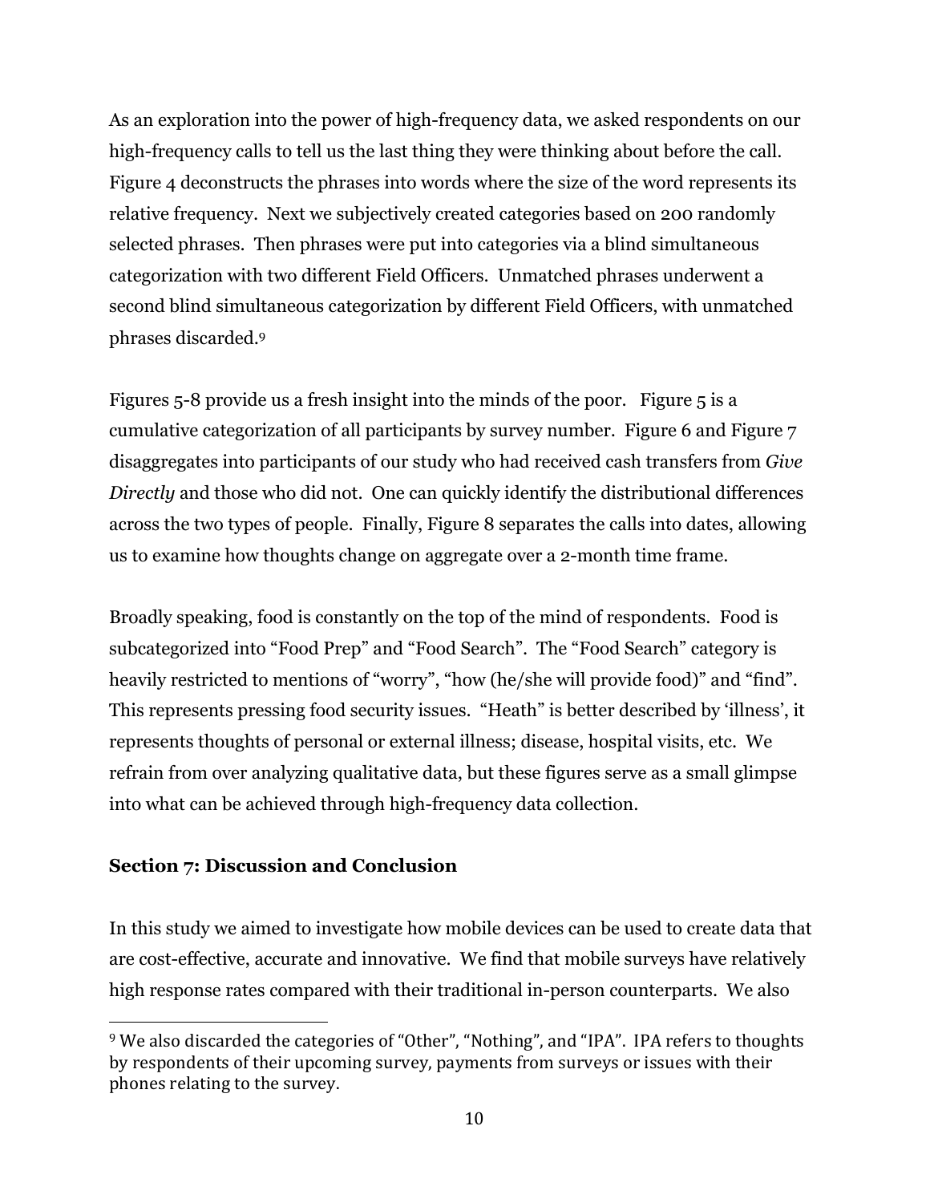As an exploration into the power of high-frequency data, we asked respondents on our high-frequency calls to tell us the last thing they were thinking about before the call. Figure 4 deconstructs the phrases into words where the size of the word represents its relative frequency. Next we subjectively created categories based on 200 randomly selected phrases. Then phrases were put into categories via a blind simultaneous categorization with two different Field Officers. Unmatched phrases underwent a second blind simultaneous categorization by different Field Officers, with unmatched phrases discarded.[9]

Figures 5-8 provide us a fresh insight into the minds of the poor. Figure 5 is a cumulative categorization of all participants by survey number. Figure 6 and Figure 7 disaggregates into participants of our study who had received cash transfers from *Give Directly* and those who did not. One can quickly identify the distributional differences across the two types of people. Finally, Figure 8 separates the calls into dates, allowing us to examine how thoughts change on aggregate over a 2-month time frame.

Broadly speaking, food is constantly on the top of the mind of respondents. Food is subcategorized into "Food Prep" and "Food Search". The "Food Search" category is heavily restricted to mentions of "worry", "how (he/she will provide food)" and "find". This represents pressing food security issues. "Heath" is better described by 'illness', it represents thoughts of personal or external illness; disease, hospital visits, etc. We refrain from over analyzing qualitative data, but these figures serve as a small glimpse into what can be achieved through high-frequency data collection.

**Section 7: Discussion and Conclusion**

In this study we aimed to investigate how mobile devices can be used to create data that are cost-effective, accurate and innovative. We find that mobile surveys have relatively high response rates compared with their traditional in-person counterparts. We also

[9] We also discarded the categories of "Other", "Nothing", and "IPA". IPA refers to thoughts by respondents of their upcoming survey, payments from surveys or issues with their phones relating to the survey.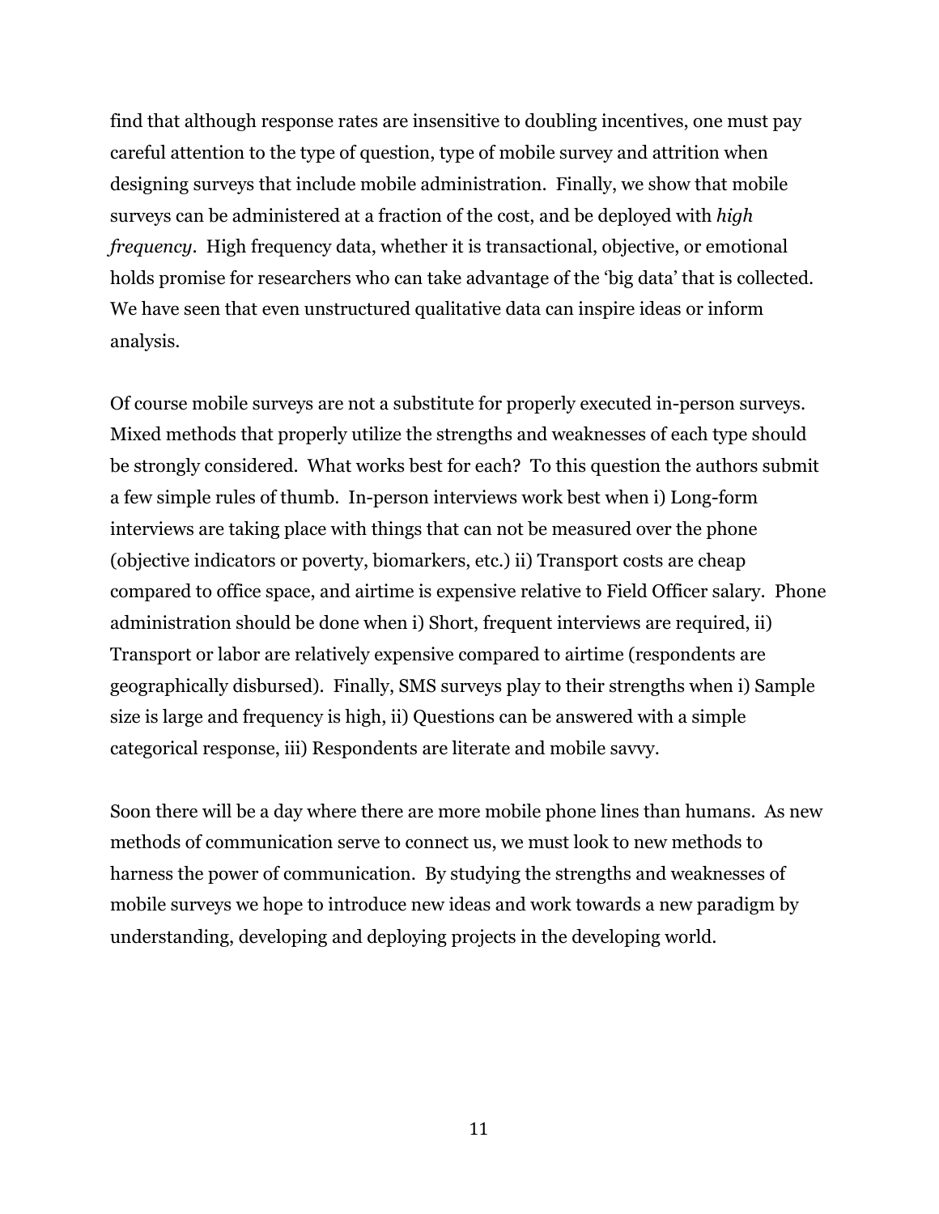find that although response rates are insensitive to doubling incentives, one must pay careful attention to the type of question, type of mobile survey and attrition when designing surveys that include mobile administration. Finally, we show that mobile surveys can be administered at a fraction of the cost, and be deployed with *high frequency*. High frequency data, whether it is transactional, objective, or emotional holds promise for researchers who can take advantage of the 'big data' that is collected. We have seen that even unstructured qualitative data can inspire ideas or inform analysis.

Of course mobile surveys are not a substitute for properly executed in-person surveys. Mixed methods that properly utilize the strengths and weaknesses of each type should be strongly considered. What works best for each? To this question the authors submit a few simple rules of thumb. In-person interviews work best when i) Long-form interviews are taking place with things that can not be measured over the phone (objective indicators or poverty, biomarkers, etc.) ii) Transport costs are cheap compared to office space, and airtime is expensive relative to Field Officer salary. Phone administration should be done when i) Short, frequent interviews are required, ii) Transport or labor are relatively expensive compared to airtime (respondents are geographically disbursed). Finally, SMS surveys play to their strengths when i) Sample size is large and frequency is high, ii) Questions can be answered with a simple categorical response, iii) Respondents are literate and mobile savvy.

Soon there will be a day where there are more mobile phone lines than humans. As new methods of communication serve to connect us, we must look to new methods to harness the power of communication. By studying the strengths and weaknesses of mobile surveys we hope to introduce new ideas and work towards a new paradigm by understanding, developing and deploying projects in the developing world.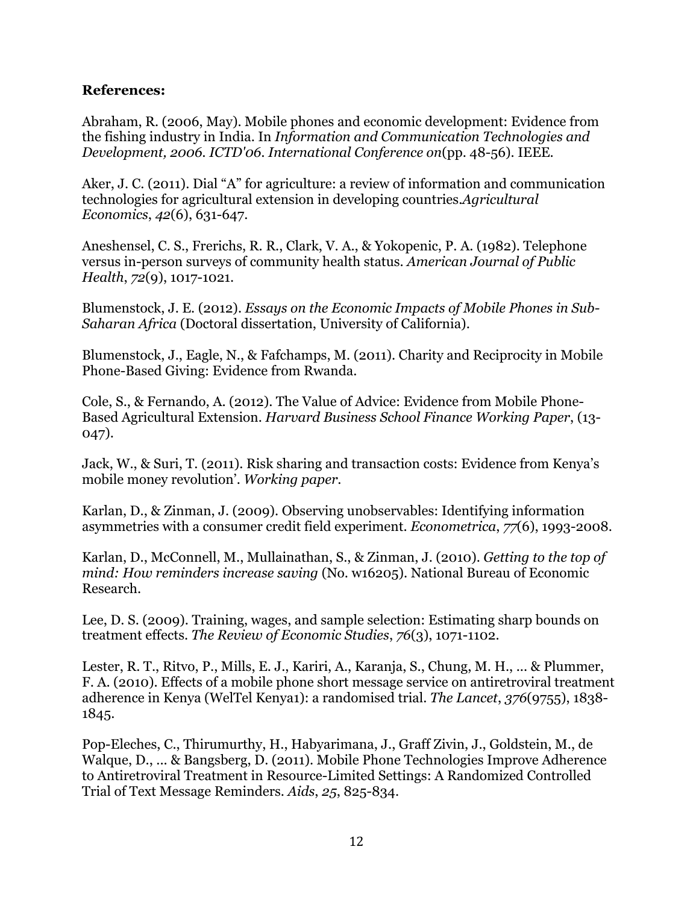**References:**

Abraham, R. (2006, May). Mobile phones and economic development: Evidence from the fishing industry in India. In *Information and Communication Technologies and Development, 2006. ICTD'06. International Conference on*(pp. 48-56). IEEE.

Aker, J. C. (2011). Dial "A" for agriculture: a review of information and communication technologies for agricultural extension in developing countries.*Agricultural Economics*, *42*(6), 631-647.

Aneshensel, C. S., Frerichs, R. R., Clark, V. A., & Yokopenic, P. A. (1982). Telephone versus in-person surveys of community health status. *American Journal of Public Health*, *72*(9), 1017-1021.

Blumenstock, J. E. (2012). *Essays on the Economic Impacts of Mobile Phones in Sub-Saharan Africa* (Doctoral dissertation, University of California).

Blumenstock, J., Eagle, N., & Fafchamps, M. (2011). Charity and Reciprocity in Mobile Phone-Based Giving: Evidence from Rwanda.

Cole, S., & Fernando, A. (2012). The Value of Advice: Evidence from Mobile Phone-Based Agricultural Extension. *Harvard Business School Finance Working Paper*, (13-047).

Jack, W., & Suri, T. (2011). Risk sharing and transaction costs: Evidence from Kenya's mobile money revolution'. *Working paper.*

Karlan, D., & Zinman, J. (2009). Observing unobservables: Identifying information asymmetries with a consumer credit field experiment. *Econometrica*, *77*(6), 1993-2008.

Karlan, D., McConnell, M., Mullainathan, S., & Zinman, J. (2010). *Getting to the top of mind: How reminders increase saving* (No. w16205). National Bureau of Economic Research.

Lee, D. S. (2009). Training, wages, and sample selection: Estimating sharp bounds on treatment effects. *The Review of Economic Studies*, *76*(3), 1071-1102.

Lester, R. T., Ritvo, P., Mills, E. J., Kariri, A., Karanja, S., Chung, M. H., ... & Plummer, F. A. (2010). Effects of a mobile phone short message service on antiretroviral treatment adherence in Kenya (WelTel Kenya1): a randomised trial. *The Lancet*, *376*(9755), 1838-1845.

Pop-Eleches, C., Thirumurthy, H., Habyarimana, J., Graff Zivin, J., Goldstein, M., de Walque, D., ... & Bangsberg, D. (2011). Mobile Phone Technologies Improve Adherence to Antiretroviral Treatment in Resource-Limited Settings: A Randomized Controlled Trial of Text Message Reminders. *Aids*, *25*, 825-834.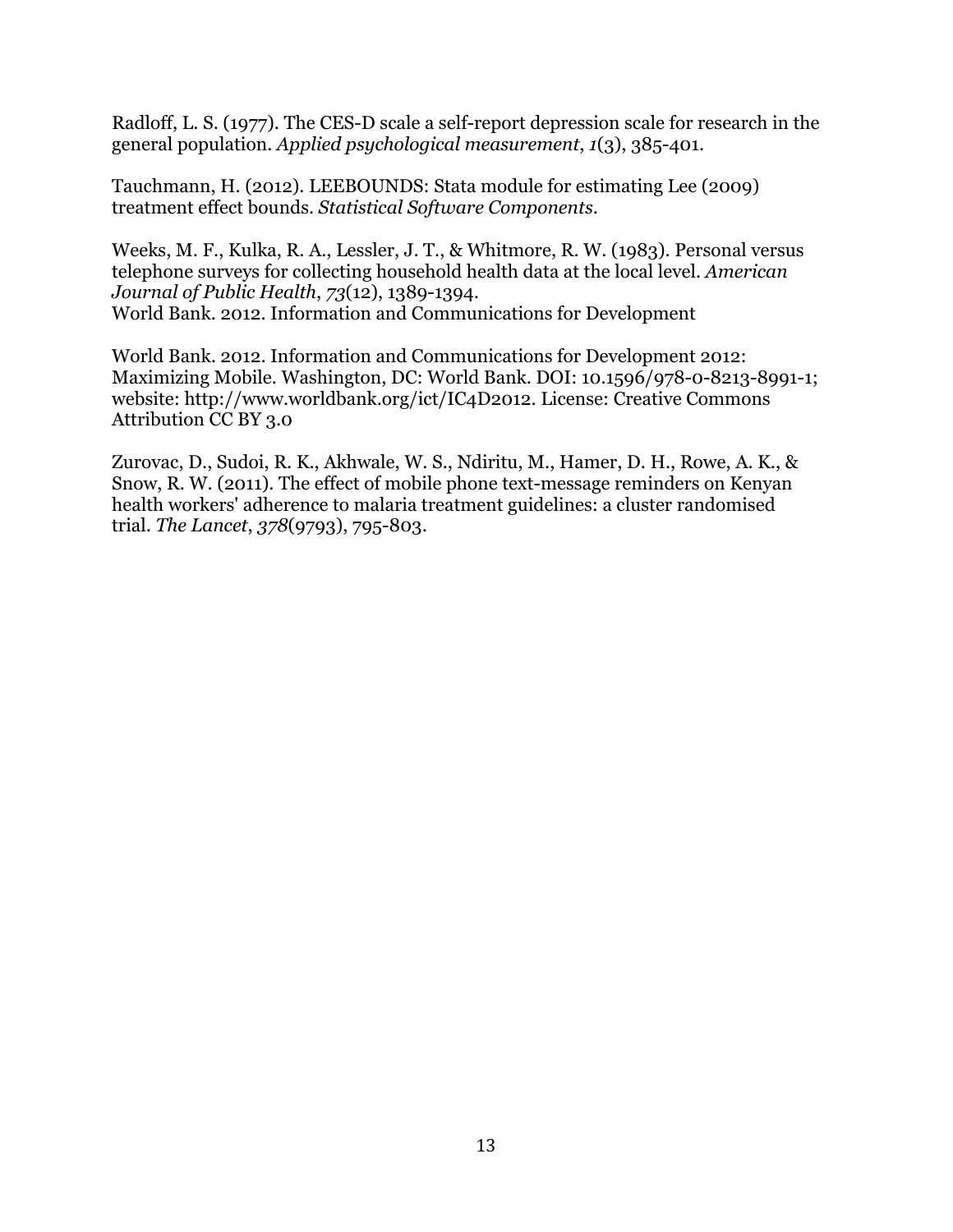Radloff, L. S. (1977). The CES-D scale a self-report depression scale for research in the general population. *Applied psychological measurement*, *1*(3), 385-401.

Tauchmann, H. (2012). LEEBOUNDS: Stata module for estimating Lee (2009) treatment effect bounds. *Statistical Software Components*.

Weeks, M. F., Kulka, R. A., Lessler, J. T., & Whitmore, R. W. (1983). Personal versus telephone surveys for collecting household health data at the local level. *American Journal of Public Health*, *73*(12), 1389-1394.
World Bank. 2012. Information and Communications for Development

World Bank. 2012. Information and Communications for Development 2012: Maximizing Mobile. Washington, DC: World Bank. DOI: 10.1596/978-0-8213-8991-1; website: http://www.worldbank.org/ict/IC4D2012. License: Creative Commons Attribution CC BY 3.0

Zurovac, D., Sudoi, R. K., Akhwale, W. S., Ndiritu, M., Hamer, D. H., Rowe, A. K., & Snow, R. W. (2011). The effect of mobile phone text-message reminders on Kenyan health workers' adherence to malaria treatment guidelines: a cluster randomised trial. *The Lancet*, *378*(9793), 795-803.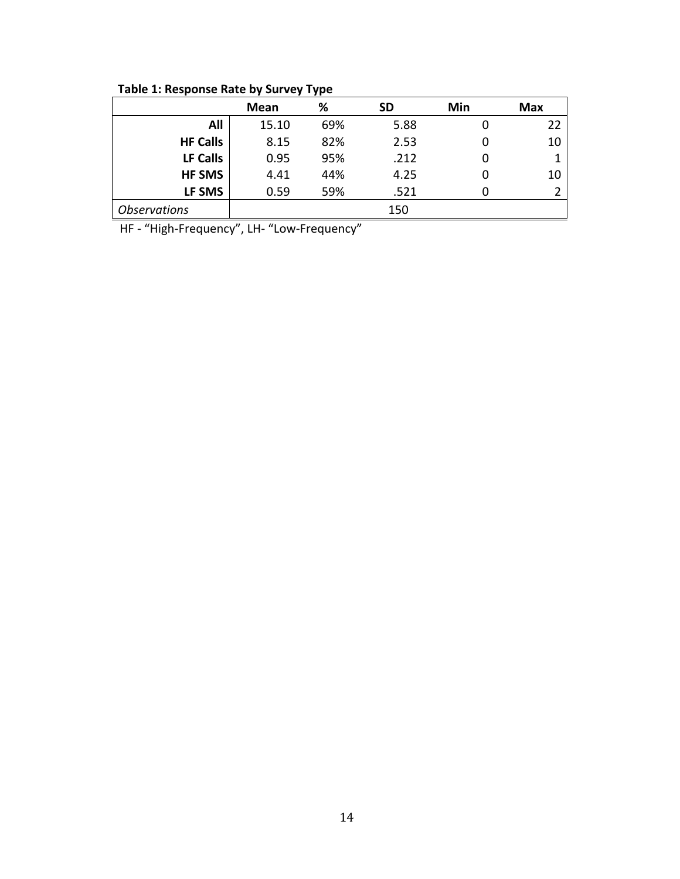**Table 1: Response Rate by Survey Type**

| | Mean | % | SD | Min | Max |
|---|---|---|---|---|---|
| **All** | 15.10 | 69% | 5.88 | 0 | 22 |
| **HF Calls** | 8.15 | 82% | 2.53 | 0 | 10 |
| **LF Calls** | 0.95 | 95% | .212 | 0 | 1 |
| **HF SMS** | 4.41 | 44% | 4.25 | 0 | 10 |
| **LF SMS** | 0.59 | 59% | .521 | 0 | 2 |
| *Observations* | | | 150 | | |

HF - "High-Frequency", LH- "Low-Frequency"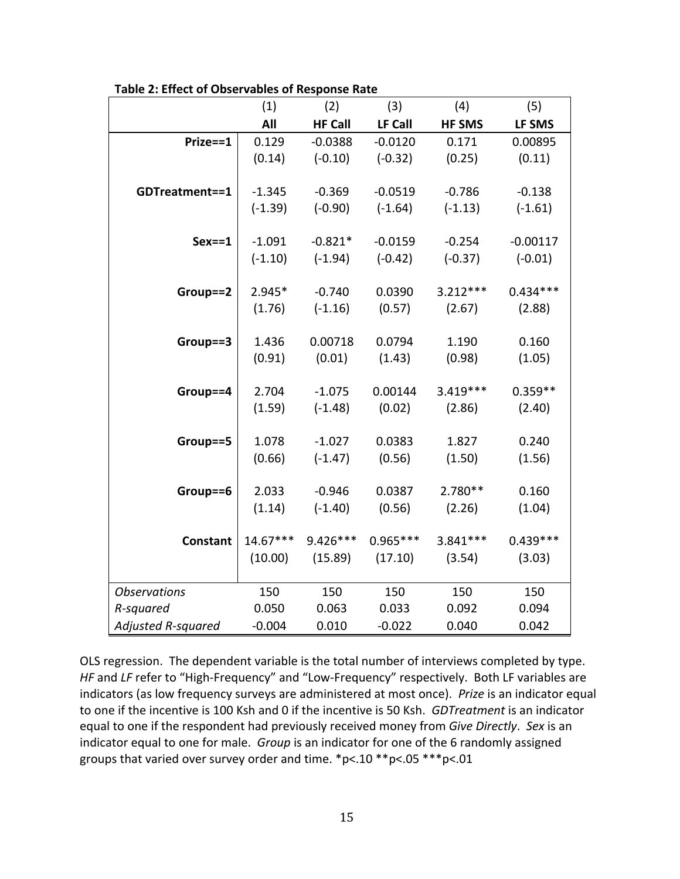**Table 2: Effect of Observables of Response Rate**

| | (1) | (2) | (3) | (4) | (5) |
|---|---|---|---|---|---|
| | **All** | **HF Call** | **LF Call** | **HF SMS** | **LF SMS** |
| **Prize==1** | 0.129 | -0.0388 | -0.0120 | 0.171 | 0.00895 |
| | (0.14) | (-0.10) | (-0.32) | (0.25) | (0.11) |
| **GDTreatment==1** | -1.345 | -0.369 | -0.0519 | -0.786 | -0.138 |
| | (-1.39) | (-0.90) | (-1.64) | (-1.13) | (-1.61) |
| **Sex==1** | -1.091 | -0.821* | -0.0159 | -0.254 | -0.00117 |
| | (-1.10) | (-1.94) | (-0.42) | (-0.37) | (-0.01) |
| **Group==2** | 2.945* | -0.740 | 0.0390 | 3.212*** | 0.434*** |
| | (1.76) | (-1.16) | (0.57) | (2.67) | (2.88) |
| **Group==3** | 1.436 | 0.00718 | 0.0794 | 1.190 | 0.160 |
| | (0.91) | (0.01) | (1.43) | (0.98) | (1.05) |
| **Group==4** | 2.704 | -1.075 | 0.00144 | 3.419*** | 0.359** |
| | (1.59) | (-1.48) | (0.02) | (2.86) | (2.40) |
| **Group==5** | 1.078 | -1.027 | 0.0383 | 1.827 | 0.240 |
| | (0.66) | (-1.47) | (0.56) | (1.50) | (1.56) |
| **Group==6** | 2.033 | -0.946 | 0.0387 | 2.780** | 0.160 |
| | (1.14) | (-1.40) | (0.56) | (2.26) | (1.04) |
| **Constant** | 14.67*** | 9.426*** | 0.965*** | 3.841*** | 0.439*** |
| | (10.00) | (15.89) | (17.10) | (3.54) | (3.03) |
| *Observations* | 150 | 150 | 150 | 150 | 150 |
| *R-squared* | 0.050 | 0.063 | 0.033 | 0.092 | 0.094 |
| *Adjusted R-squared* | -0.004 | 0.010 | -0.022 | 0.040 | 0.042 |

OLS regression. The dependent variable is the total number of interviews completed by type. *HF* and *LF* refer to "High-Frequency" and "Low-Frequency" respectively. Both LF variables are indicators (as low frequency surveys are administered at most once). *Prize* is an indicator equal to one if the incentive is 100 Ksh and 0 if the incentive is 50 Ksh. *GDTreatment* is an indicator equal to one if the respondent had previously received money from *Give Directly*. *Sex* is an indicator equal to one for male. *Group* is an indicator for one of the 6 randomly assigned groups that varied over survey order and time. *p<.10 **p<.05 ***p<.01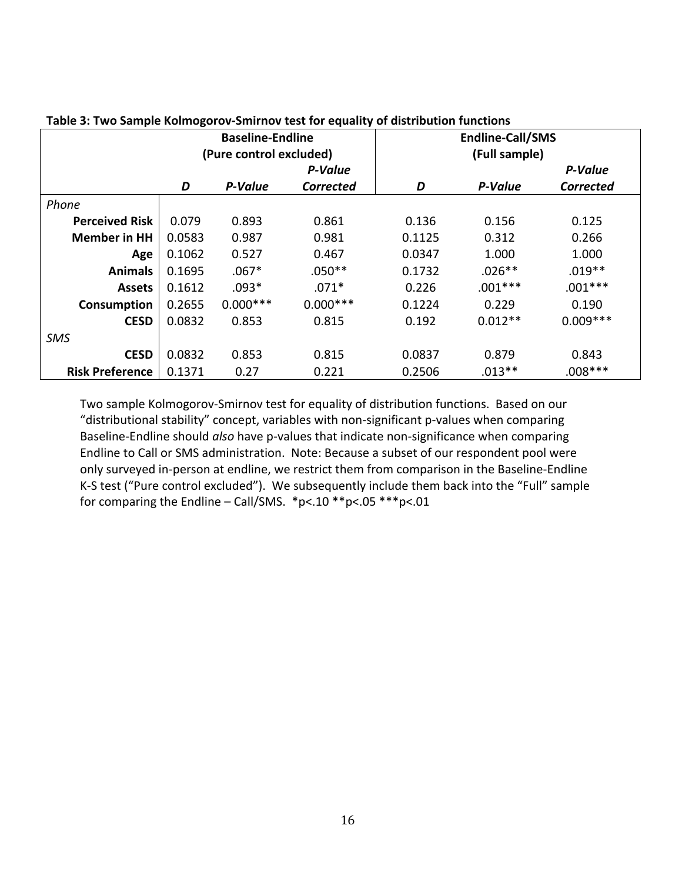**Table 3: Two Sample Kolmogorov-Smirnov test for equality of distribution functions**

| | Baseline-Endline (Pure control excluded) | | | Endline-Call/SMS (Full sample) | | |
|---|---|---|---|---|---|---|
| | *D* | *P-Value* | *P-Value Corrected* | *D* | *P-Value* | *P-Value Corrected* |
| *Phone* | | | | | | |
| **Perceived Risk** | 0.079 | 0.893 | 0.861 | 0.136 | 0.156 | 0.125 |
| **Member in HH** | 0.0583 | 0.987 | 0.981 | 0.1125 | 0.312 | 0.266 |
| **Age** | 0.1062 | 0.527 | 0.467 | 0.0347 | 1.000 | 1.000 |
| **Animals** | 0.1695 | .067* | .050** | 0.1732 | .026** | .019** |
| **Assets** | 0.1612 | .093* | .071* | 0.226 | .001*** | .001*** |
| **Consumption** | 0.2655 | 0.000*** | 0.000*** | 0.1224 | 0.229 | 0.190 |
| **CESD** | 0.0832 | 0.853 | 0.815 | 0.192 | 0.012** | 0.009*** |
| *SMS* | | | | | | |
| **CESD** | 0.0832 | 0.853 | 0.815 | 0.0837 | 0.879 | 0.843 |
| **Risk Preference** | 0.1371 | 0.27 | 0.221 | 0.2506 | .013** | .008*** |

Two sample Kolmogorov-Smirnov test for equality of distribution functions. Based on our "distributional stability" concept, variables with non-significant p-values when comparing Baseline-Endline should *also* have p-values that indicate non-significance when comparing Endline to Call or SMS administration. Note: Because a subset of our respondent pool were only surveyed in-person at endline, we restrict them from comparison in the Baseline-Endline K-S test ("Pure control excluded"). We subsequently include them back into the "Full" sample for comparing the Endline – Call/SMS. *p<.10 **p<.05 ***p<.01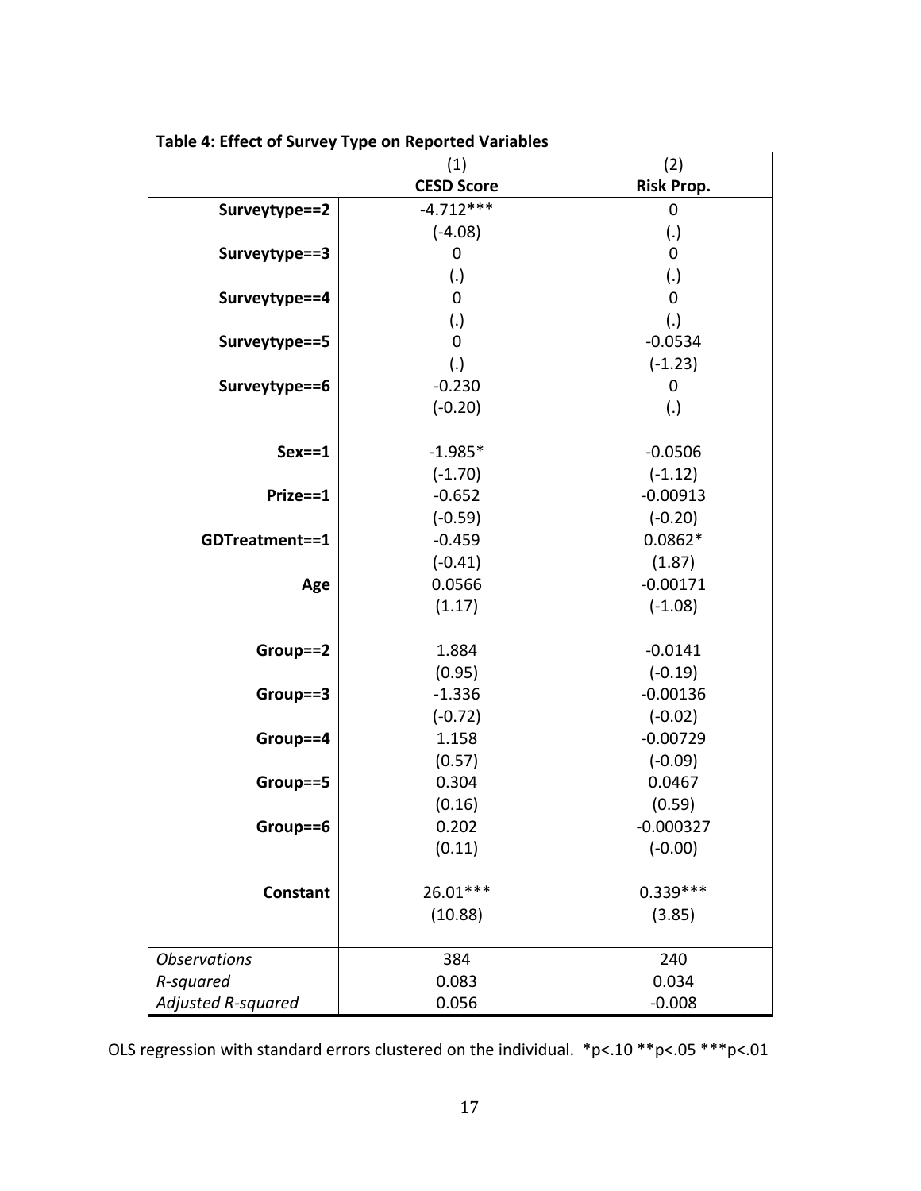**Table 4: Effect of Survey Type on Reported Variables**

| | (1) | (2) |
|---|---|---|
| | **CESD Score** | **Risk Prop.** |
| **Surveytype==2** | -4.712*** | 0 |
| | (-4.08) | (.) |
| **Surveytype==3** | 0 | 0 |
| | (.) | (.) |
| **Surveytype==4** | 0 | 0 |
| | (.) | (.) |
| **Surveytype==5** | 0 | -0.0534 |
| | (.) | (-1.23) |
| **Surveytype==6** | -0.230 | 0 |
| | (-0.20) | (.) |
| | | |
| **Sex==1** | -1.985* | -0.0506 |
| | (-1.70) | (-1.12) |
| **Prize==1** | -0.652 | -0.00913 |
| | (-0.59) | (-0.20) |
| **GDTreatment==1** | -0.459 | 0.0862* |
| | (-0.41) | (1.87) |
| **Age** | 0.0566 | -0.00171 |
| | (1.17) | (-1.08) |
| | | |
| **Group==2** | 1.884 | -0.0141 |
| | (0.95) | (-0.19) |
| **Group==3** | -1.336 | -0.00136 |
| | (-0.72) | (-0.02) |
| **Group==4** | 1.158 | -0.00729 |
| | (0.57) | (-0.09) |
| **Group==5** | 0.304 | 0.0467 |
| | (0.16) | (0.59) |
| **Group==6** | 0.202 | -0.000327 |
| | (0.11) | (-0.00) |
| | | |
| **Constant** | 26.01*** | 0.339*** |
| | (10.88) | (3.85) |
| | | |
| *Observations* | 384 | 240 |
| *R-squared* | 0.083 | 0.034 |
| *Adjusted R-squared* | 0.056 | -0.008 |

OLS regression with standard errors clustered on the individual. *p<.10 **p<.05 ***p<.01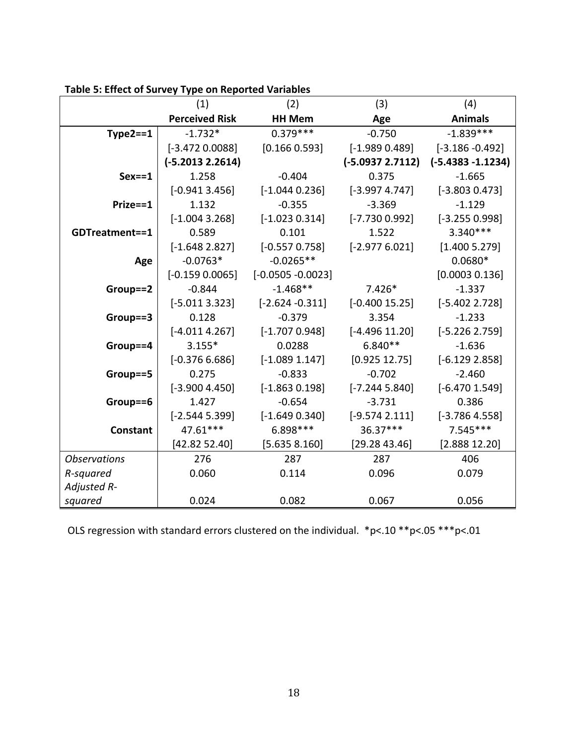**Table 5: Effect of Survey Type on Reported Variables**

| | (1) | (2) | (3) | (4) |
|---|---|---|---|---|
| | **Perceived Risk** | **HH Mem** | **Age** | **Animals** |
| **Type2==1** | -1.732* | 0.379*** | -0.750 | -1.839*** |
| | [-3.472 0.0088] | [0.166 0.593] | [-1.989 0.489] | [-3.186 -0.492] |
| | **(-5.2013 2.2614)** | | **(-5.0937 2.7112)** | **(-5.4383 -1.1234)** |
| **Sex==1** | 1.258 | -0.404 | 0.375 | -1.665 |
| | [-0.941 3.456] | [-1.044 0.236] | [-3.997 4.747] | [-3.803 0.473] |
| **Prize==1** | 1.132 | -0.355 | -3.369 | -1.129 |
| | [-1.004 3.268] | [-1.023 0.314] | [-7.730 0.992] | [-3.255 0.998] |
| **GDTreatment==1** | 0.589 | 0.101 | 1.522 | 3.340*** |
| | [-1.648 2.827] | [-0.557 0.758] | [-2.977 6.021] | [1.400 5.279] |
| **Age** | -0.0763* | -0.0265** | | 0.0680* |
| | [-0.159 0.0065] | [-0.0505 -0.0023] | | [0.0003 0.136] |
| **Group==2** | -0.844 | -1.468** | 7.426* | -1.337 |
| | [-5.011 3.323] | [-2.624 -0.311] | [-0.400 15.25] | [-5.402 2.728] |
| **Group==3** | 0.128 | -0.379 | 3.354 | -1.233 |
| | [-4.011 4.267] | [-1.707 0.948] | [-4.496 11.20] | [-5.226 2.759] |
| **Group==4** | 3.155* | 0.0288 | 6.840** | -1.636 |
| | [-0.376 6.686] | [-1.089 1.147] | [0.925 12.75] | [-6.129 2.858] |
| **Group==5** | 0.275 | -0.833 | -0.702 | -2.460 |
| | [-3.900 4.450] | [-1.863 0.198] | [-7.244 5.840] | [-6.470 1.549] |
| **Group==6** | 1.427 | -0.654 | -3.731 | 0.386 |
| | [-2.544 5.399] | [-1.649 0.340] | [-9.574 2.111] | [-3.786 4.558] |
| **Constant** | 47.61*** | 6.898*** | 36.37*** | 7.545*** |
| | [42.82 52.40] | [5.635 8.160] | [29.28 43.46] | [2.888 12.20] |
| *Observations* | 276 | 287 | 287 | 406 |
| *R-squared* | 0.060 | 0.114 | 0.096 | 0.079 |
| *Adjusted R-squared* | 0.024 | 0.082 | 0.067 | 0.056 |

OLS regression with standard errors clustered on the individual. *p<.10 **p<.05 ***p<.01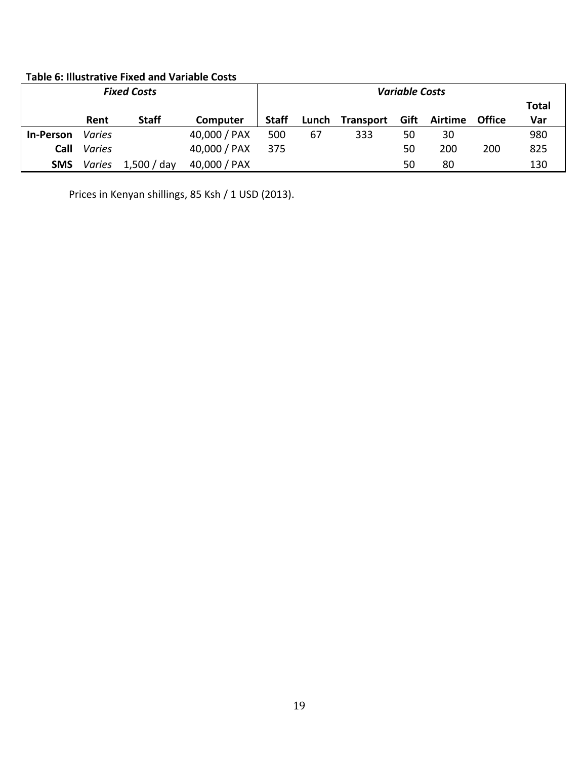**Table 6: Illustrative Fixed and Variable Costs**

| | *Fixed Costs* | | | *Variable Costs* | | | | | | |
|---|---|---|---|---|---|---|---|---|---|---|
| | **Rent** | **Staff** | **Computer** | **Staff** | **Lunch** | **Transport** | **Gift** | **Airtime** | **Office** | **Total Var** |
| **In-Person** | *Varies* | | 40,000 / PAX | 500 | 67 | 333 | 50 | 30 | | 980 |
| **Call** | *Varies* | | 40,000 / PAX | 375 | | | 50 | 200 | 200 | 825 |
| **SMS** | *Varies* | 1,500 / day | 40,000 / PAX | | | | 50 | 80 | | 130 |

Prices in Kenyan shillings, 85 Ksh / 1 USD (2013).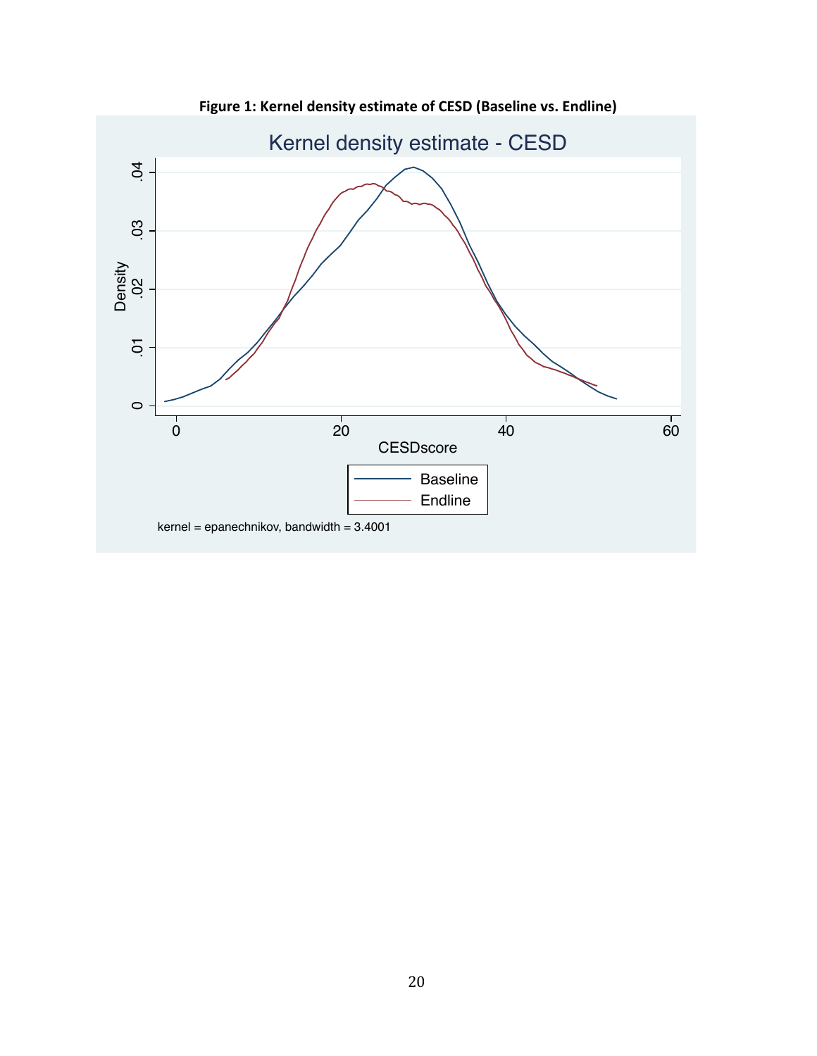**Figure 1: Kernel density estimate of CESD (Baseline vs. Endline)**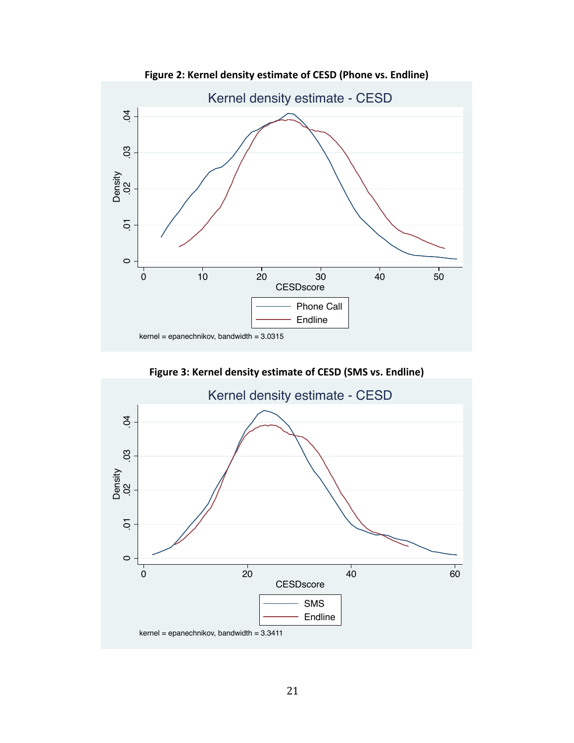**Figure 2: Kernel density estimate of CESD (Phone vs. Endline)**

**Figure 3: Kernel density estimate of CESD (SMS vs. Endline)**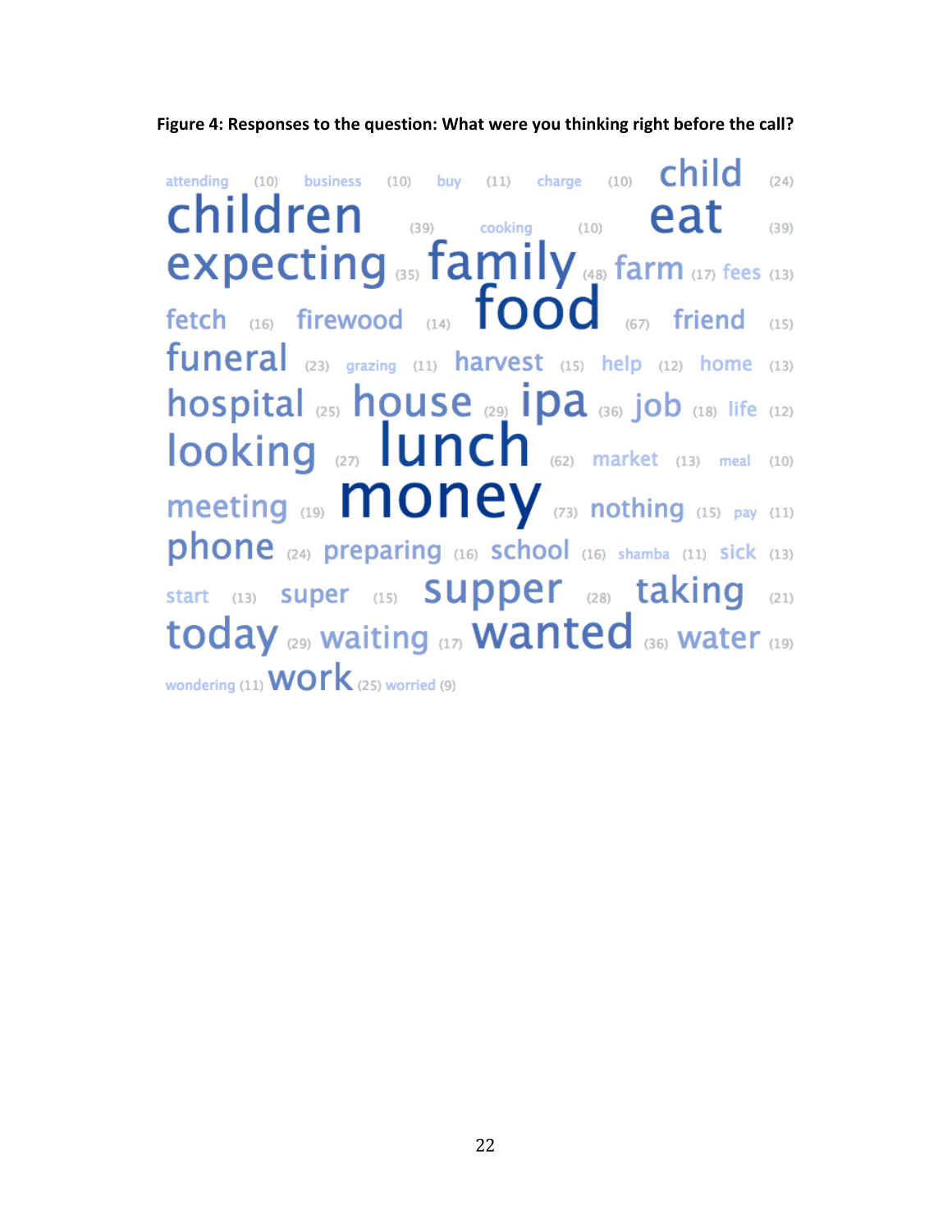**Figure 4: Responses to the question: What were you thinking right before the call?**

attending (10) business (10) buy (11) charge (10) child (24) children (39) cooking (10) eat (39) expecting (35) family (48) farm (17) fees (13) fetch (16) firewood (14) food (67) friend (15) funeral (23) grazing (11) harvest (15) help (12) home (13) hospital (25) house (29) ipa (36) job (18) life (12) looking (27) lunch (62) market (13) meal (10) meeting (19) money (73) nothing (15) pay (11) phone (24) preparing (16) school (16) shamba (11) sick (13) start (13) super (15) supper (28) taking (21) today (29) waiting (17) wanted (36) water (19) wondering (11) work (25) worried (9)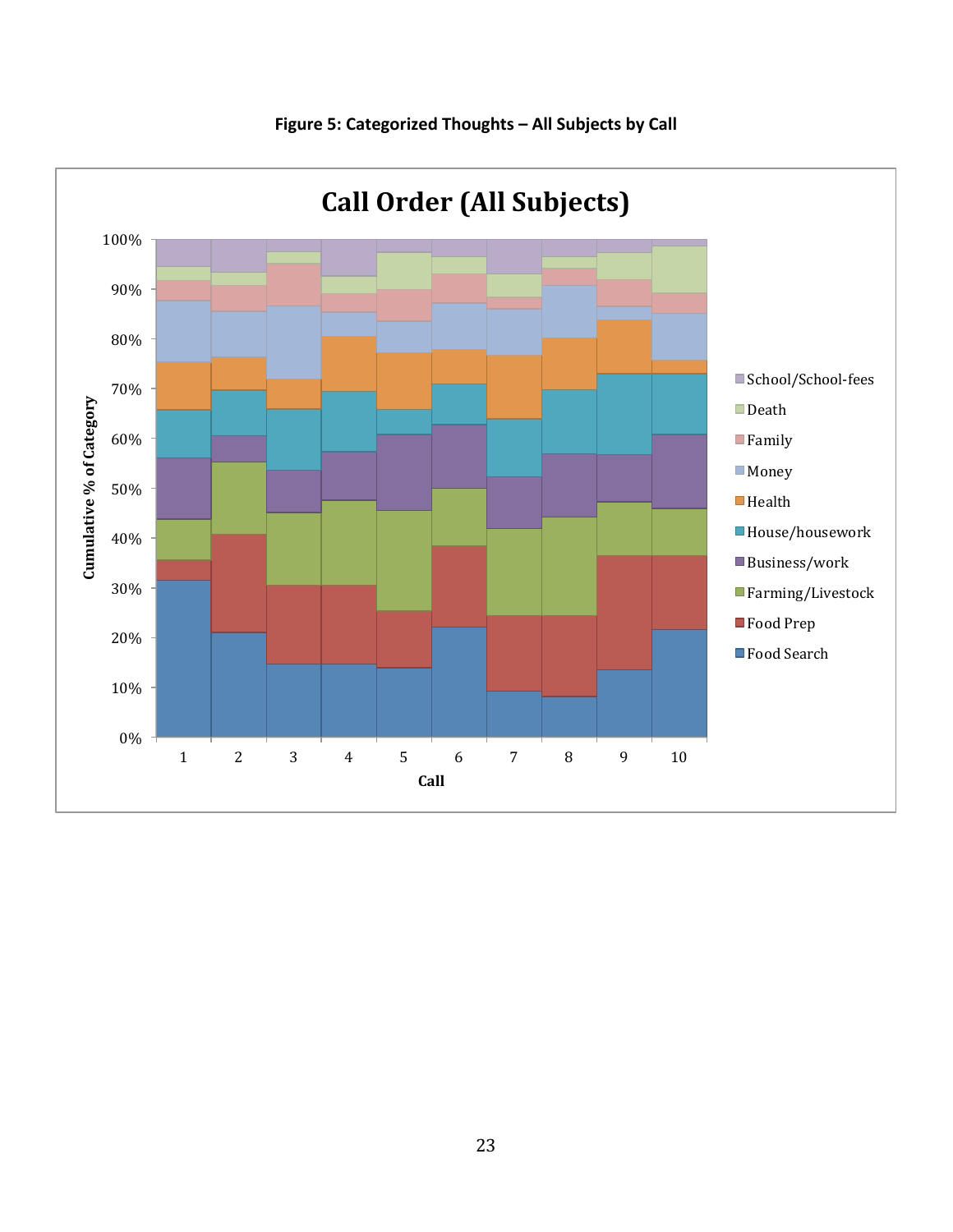**Figure 5: Categorized Thoughts – All Subjects by Call**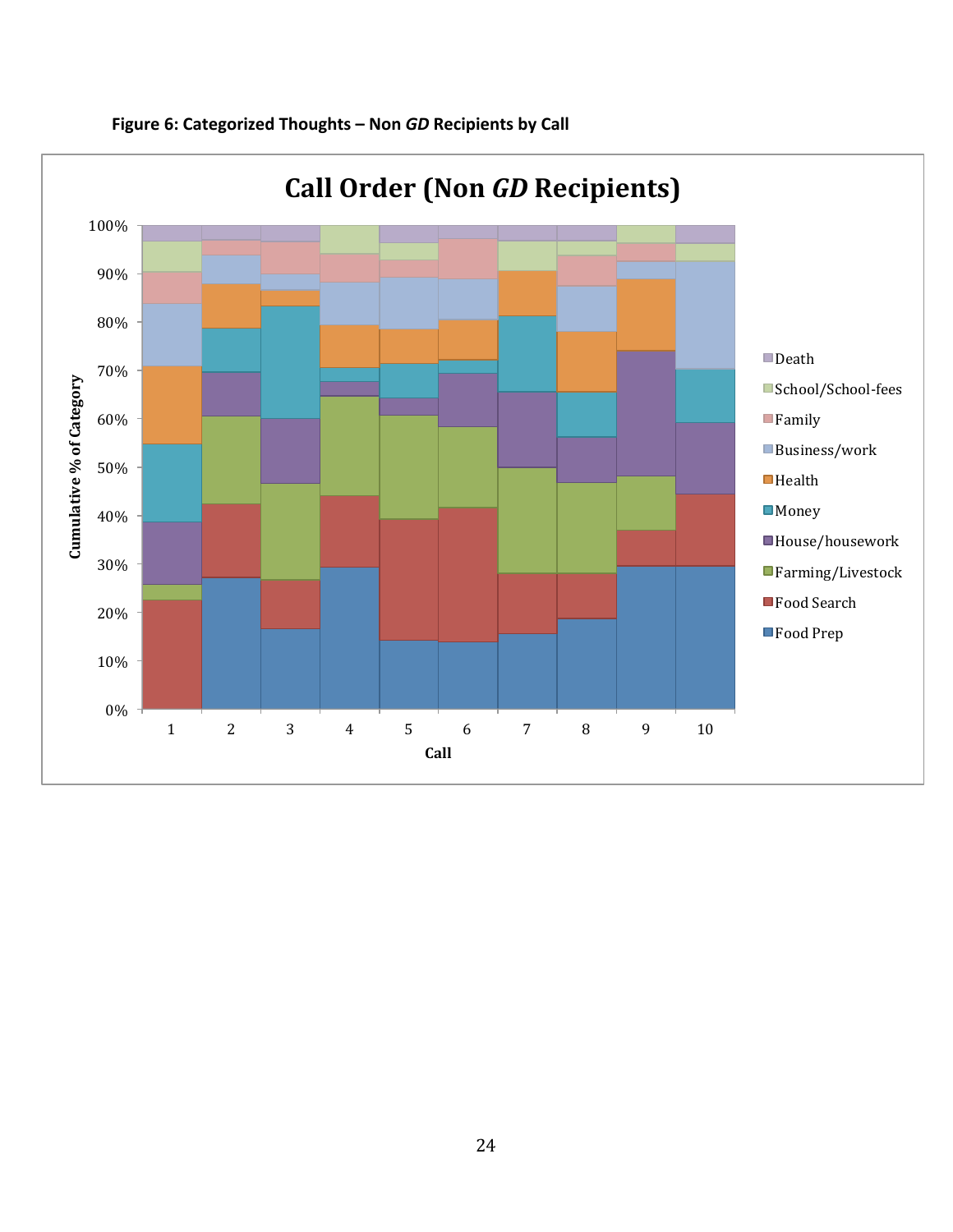**Figure 6: Categorized Thoughts – Non *GD* Recipients by Call**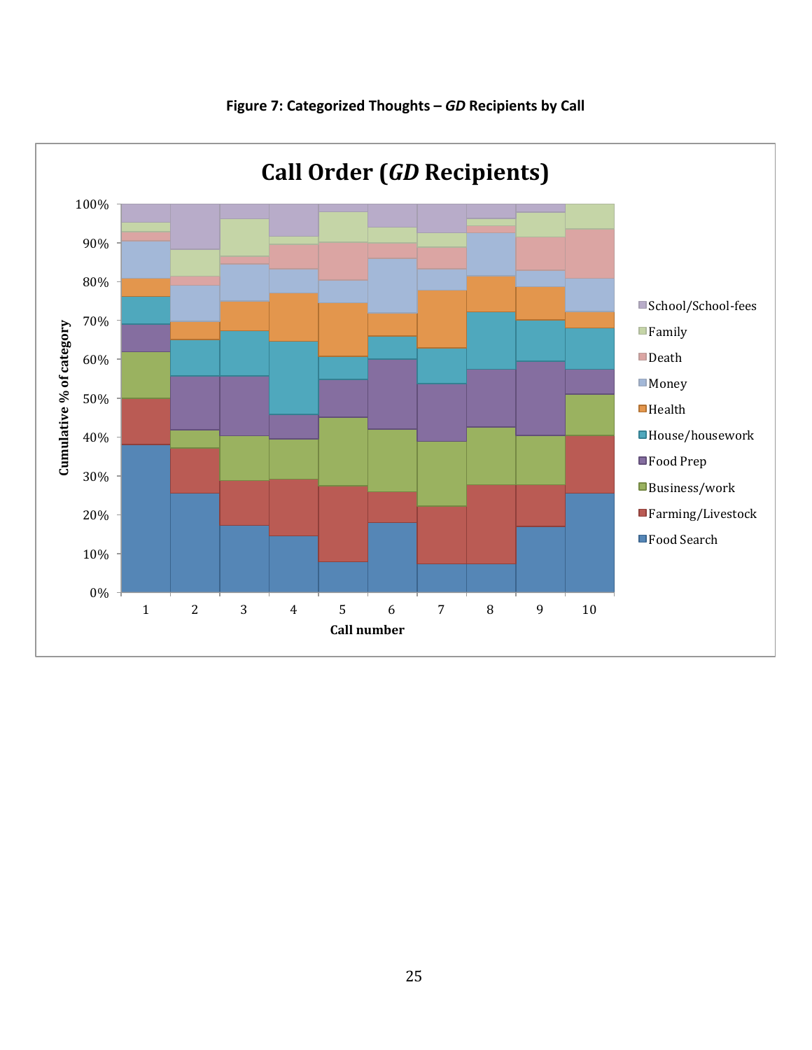**Figure 7: Categorized Thoughts – *GD* Recipients by Call**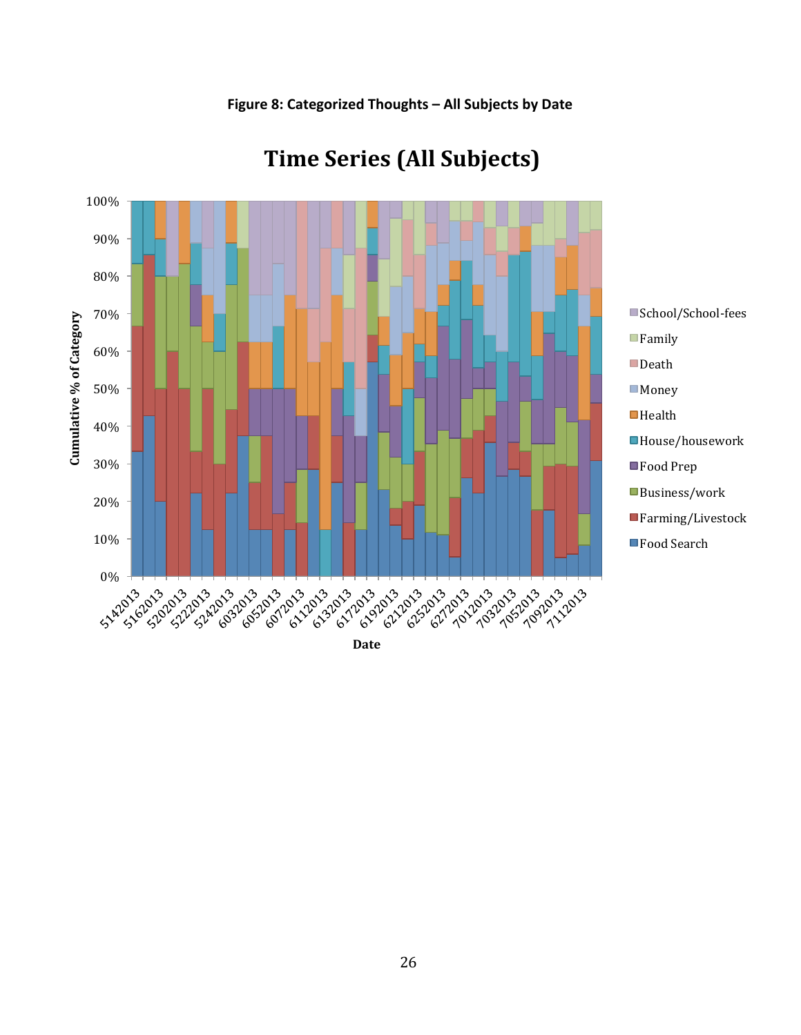**Figure 8: Categorized Thoughts – All Subjects by Date**

# Time Series (All Subjects)

Cumulative % of Category

Date

School/School-fees
Family
Death
Money
Health
House/housework
Food Prep
Business/work
Farming/Livestock
Food Search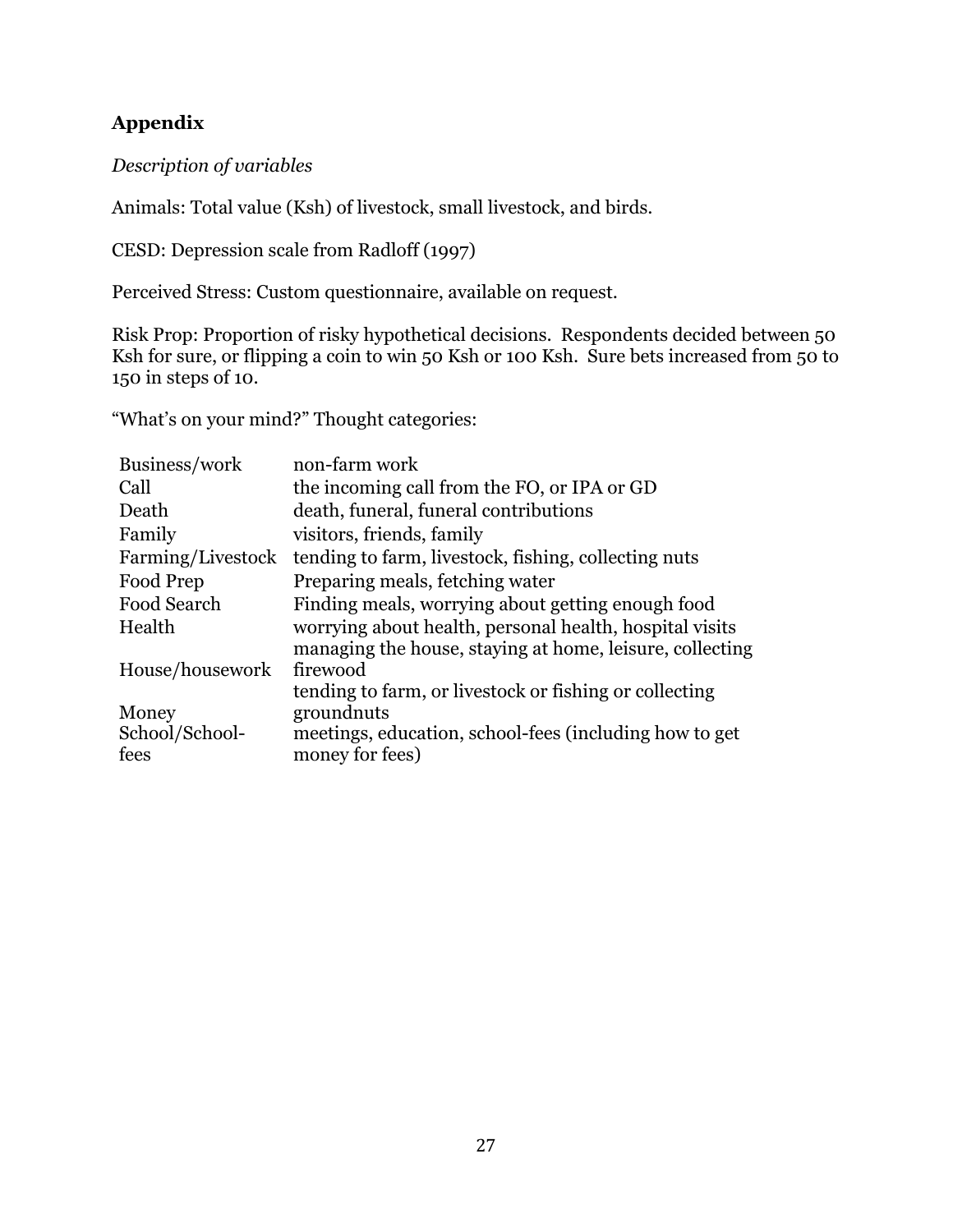## Appendix

*Description of variables*

Animals: Total value (Ksh) of livestock, small livestock, and birds.

CESD: Depression scale from Radloff (1997)

Perceived Stress: Custom questionnaire, available on request.

Risk Prop: Proportion of risky hypothetical decisions. Respondents decided between 50 Ksh for sure, or flipping a coin to win 50 Ksh or 100 Ksh. Sure bets increased from 50 to 150 in steps of 10.

"What's on your mind?" Thought categories:

| | |
|---|---|
| Business/work | non-farm work |
| Call | the incoming call from the FO, or IPA or GD |
| Death | death, funeral, funeral contributions |
| Family | visitors, friends, family |
| Farming/Livestock | tending to farm, livestock, fishing, collecting nuts |
| Food Prep | Preparing meals, fetching water |
| Food Search | Finding meals, worrying about getting enough food |
| Health | worrying about health, personal health, hospital visits |
| House/housework | managing the house, staying at home, leisure, collecting firewood |
| Money | tending to farm, or livestock or fishing or collecting groundnuts |
| School/School-fees | meetings, education, school-fees (including how to get money for fees) |